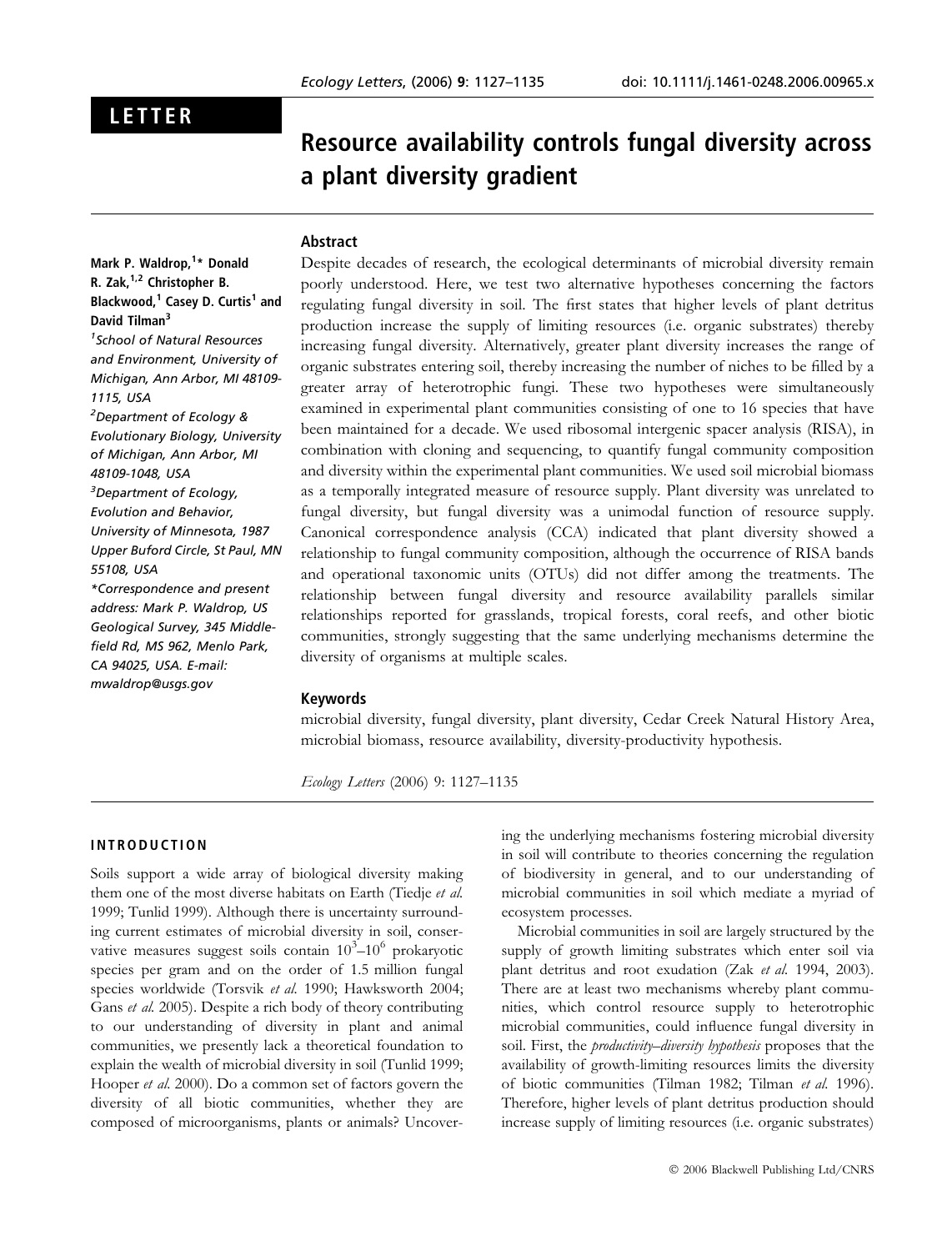LETTER

# Resource availability controls fungal diversity across a plant diversity gradient

Mark P. Waldrop,[1]* Donald R. Zak,[1,2] Christopher B. Blackwood,[1] Casey D. Curtis[1] and David Tilman[3]

[1]School of Natural Resources and Environment, University of Michigan, Ann Arbor, MI 48109-1115, USA

[2]Department of Ecology & Evolutionary Biology, University of Michigan, Ann Arbor, MI 48109-1048, USA

[3]Department of Ecology, Evolution and Behavior, University of Minnesota, 1987 Upper Buford Circle, St Paul, MN 55108, USA

*Correspondence and present address: Mark P. Waldrop, US Geological Survey, 345 Middlefield Rd, MS 962, Menlo Park, CA 94025, USA. E-mail: mwaldrop@usgs.gov

## Abstract

Despite decades of research, the ecological determinants of microbial diversity remain poorly understood. Here, we test two alternative hypotheses concerning the factors regulating fungal diversity in soil. The first states that higher levels of plant detritus production increase the supply of limiting resources (i.e. organic substrates) thereby increasing fungal diversity. Alternatively, greater plant diversity increases the range of organic substrates entering soil, thereby increasing the number of niches to be filled by a greater array of heterotrophic fungi. These two hypotheses were simultaneously examined in experimental plant communities consisting of one to 16 species that have been maintained for a decade. We used ribosomal intergenic spacer analysis (RISA), in combination with cloning and sequencing, to quantify fungal community composition and diversity within the experimental plant communities. We used soil microbial biomass as a temporally integrated measure of resource supply. Plant diversity was unrelated to fungal diversity, but fungal diversity was a unimodal function of resource supply. Canonical correspondence analysis (CCA) indicated that plant diversity showed a relationship to fungal community composition, although the occurrence of RISA bands and operational taxonomic units (OTUs) did not differ among the treatments. The relationship between fungal diversity and resource availability parallels similar relationships reported for grasslands, tropical forests, coral reefs, and other biotic communities, strongly suggesting that the same underlying mechanisms determine the diversity of organisms at multiple scales.

## Keywords

microbial diversity, fungal diversity, plant diversity, Cedar Creek Natural History Area, microbial biomass, resource availability, diversity-productivity hypothesis.

*Ecology Letters* (2006) 9: 1127–1135

## INTRODUCTION

Soils support a wide array of biological diversity making them one of the most diverse habitats on Earth (Tiedje *et al.* 1999; Tunlid 1999). Although there is uncertainty surrounding current estimates of microbial diversity in soil, conservative measures suggest soils contain $10^3$–$10^6$ prokaryotic species per gram and on the order of 1.5 million fungal species worldwide (Torsvik *et al.* 1990; Hawksworth 2004; Gans *et al.* 2005). Despite a rich body of theory contributing to our understanding of diversity in plant and animal communities, we presently lack a theoretical foundation to explain the wealth of microbial diversity in soil (Tunlid 1999; Hooper *et al.* 2000). Do a common set of factors govern the diversity of all biotic communities, whether they are composed of microorganisms, plants or animals? Uncovering the underlying mechanisms fostering microbial diversity in soil will contribute to theories concerning the regulation of biodiversity in general, and to our understanding of microbial communities in soil which mediate a myriad of ecosystem processes.

Microbial communities in soil are largely structured by the supply of growth limiting substrates which enter soil via plant detritus and root exudation (Zak *et al.* 1994, 2003). There are at least two mechanisms whereby plant communities, which control resource supply to heterotrophic microbial communities, could influence fungal diversity in soil. First, the *productivity–diversity hypothesis* proposes that the availability of growth-limiting resources limits the diversity of biotic communities (Tilman 1982; Tilman *et al.* 1996). Therefore, higher levels of plant detritus production should increase supply of limiting resources (i.e. organic substrates)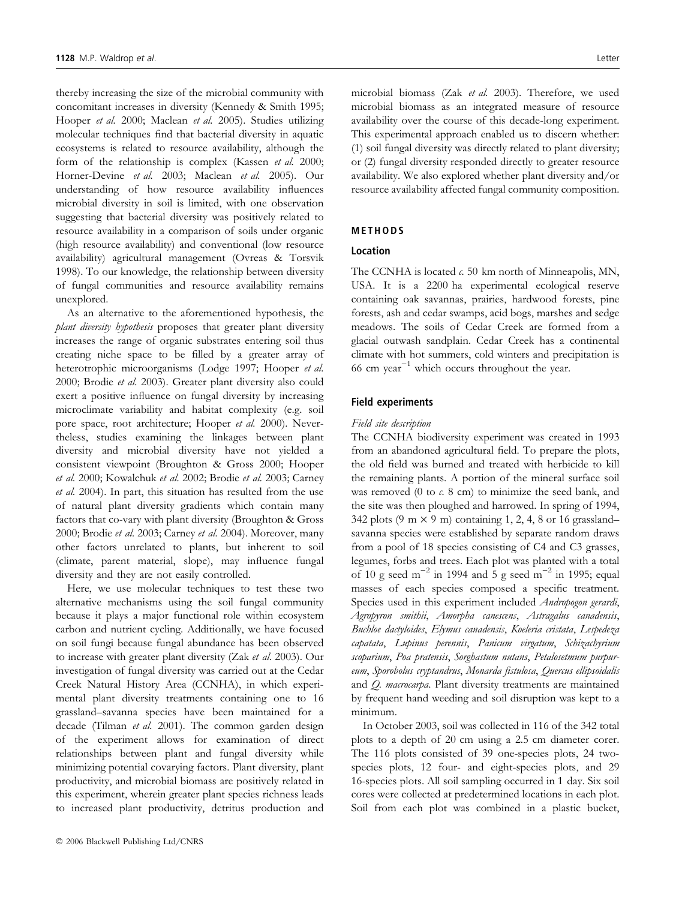thereby increasing the size of the microbial community with concomitant increases in diversity (Kennedy & Smith 1995; Hooper *et al.* 2000; Maclean *et al.* 2005). Studies utilizing molecular techniques find that bacterial diversity in aquatic ecosystems is related to resource availability, although the form of the relationship is complex (Kassen *et al.* 2000; Horner-Devine *et al.* 2003; Maclean *et al.* 2005). Our understanding of how resource availability influences microbial diversity in soil is limited, with one observation suggesting that bacterial diversity was positively related to resource availability in a comparison of soils under organic (high resource availability) and conventional (low resource availability) agricultural management (Ovreas & Torsvik 1998). To our knowledge, the relationship between diversity of fungal communities and resource availability remains unexplored.

As an alternative to the aforementioned hypothesis, the *plant diversity hypothesis* proposes that greater plant diversity increases the range of organic substrates entering soil thus creating niche space to be filled by a greater array of heterotrophic microorganisms (Lodge 1997; Hooper *et al.* 2000; Brodie *et al.* 2003). Greater plant diversity also could exert a positive influence on fungal diversity by increasing microclimate variability and habitat complexity (e.g. soil pore space, root architecture; Hooper *et al.* 2000). Nevertheless, studies examining the linkages between plant diversity and microbial diversity have not yielded a consistent viewpoint (Broughton & Gross 2000; Hooper *et al.* 2000; Kowalchuk *et al.* 2002; Brodie *et al.* 2003; Carney *et al.* 2004). In part, this situation has resulted from the use of natural plant diversity gradients which contain many factors that co-vary with plant diversity (Broughton & Gross 2000; Brodie *et al.* 2003; Carney *et al.* 2004). Moreover, many other factors unrelated to plants, but inherent to soil (climate, parent material, slope), may influence fungal diversity and they are not easily controlled.

Here, we use molecular techniques to test these two alternative mechanisms using the soil fungal community because it plays a major functional role within ecosystem carbon and nutrient cycling. Additionally, we have focused on soil fungi because fungal abundance has been observed to increase with greater plant diversity (Zak *et al.* 2003). Our investigation of fungal diversity was carried out at the Cedar Creek Natural History Area (CCNHA), in which experimental plant diversity treatments containing one to 16 grassland–savanna species have been maintained for a decade (Tilman *et al.* 2001). The common garden design of the experiment allows for examination of direct relationships between plant and fungal diversity while minimizing potential covarying factors. Plant diversity, plant productivity, and microbial biomass are positively related in this experiment, wherein greater plant species richness leads to increased plant productivity, detritus production and microbial biomass (Zak *et al.* 2003). Therefore, we used microbial biomass as an integrated measure of resource availability over the course of this decade-long experiment. This experimental approach enabled us to discern whether: (1) soil fungal diversity was directly related to plant diversity; or (2) fungal diversity responded directly to greater resource availability. We also explored whether plant diversity and/or resource availability affected fungal community composition.

## METHODS

### Location

The CCNHA is located *c.* 50 km north of Minneapolis, MN, USA. It is a 2200 ha experimental ecological reserve containing oak savannas, prairies, hardwood forests, pine forests, ash and cedar swamps, acid bogs, marshes and sedge meadows. The soils of Cedar Creek are formed from a glacial outwash sandplain. Cedar Creek has a continental climate with hot summers, cold winters and precipitation is 66 cm $year^{-1}$ which occurs throughout the year.

### Field experiments

#### *Field site description*

The CCNHA biodiversity experiment was created in 1993 from an abandoned agricultural field. To prepare the plots, the old field was burned and treated with herbicide to kill the remaining plants. A portion of the mineral surface soil was removed (0 to *c.* 8 cm) to minimize the seed bank, and the site was then ploughed and harrowed. In spring of 1994, 342 plots (9 m $\times$ 9 m) containing 1, 2, 4, 8 or 16 grassland–savanna species were established by separate random draws from a pool of 18 species consisting of C4 and C3 grasses, legumes, forbs and trees. Each plot was planted with a total of 10 g seed $m^{-2}$ in 1994 and 5 g seed $m^{-2}$ in 1995; equal masses of each species composed a specific treatment. Species used in this experiment included *Andropogon gerardi*, *Agropyron smithii*, *Amorpha canescens*, *Astragalus canadensis*, *Buchloe dactyloides*, *Elymus canadensis*, *Koeleria cristata*, *Lespedeza capatata*, *Lupinus perennis*, *Panicum virgatum*, *Schizachyrium scoparium*, *Poa pratensis*, *Sorghastum nutans*, *Petalosetmum purpureum*, *Sporobolus cryptandrus*, *Monarda fistulosa*, *Quercus ellipsoidalis* and *Q. macrocarpa*. Plant diversity treatments are maintained by frequent hand weeding and soil disruption was kept to a minimum.

In October 2003, soil was collected in 116 of the 342 total plots to a depth of 20 cm using a 2.5 cm diameter corer. The 116 plots consisted of 39 one-species plots, 24 two-species plots, 12 four- and eight-species plots, and 29 16-species plots. All soil sampling occurred in 1 day. Six soil cores were collected at predetermined locations in each plot. Soil from each plot was combined in a plastic bucket,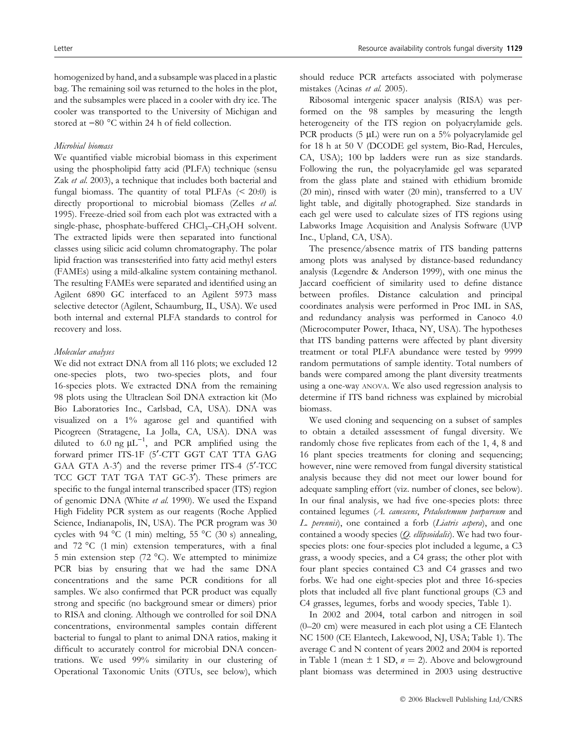homogenized by hand, and a subsample was placed in a plastic bag. The remaining soil was returned to the holes in the plot, and the subsamples were placed in a cooler with dry ice. The cooler was transported to the University of Michigan and stored at −80 °C within 24 h of field collection.

### *Microbial biomass*

We quantified viable microbial biomass in this experiment using the phospholipid fatty acid (PLFA) technique (sensu Zak *et al.* 2003), a technique that includes both bacterial and fungal biomass. The quantity of total PLFAs (< 20:0) is directly proportional to microbial biomass (Zelles *et al.* 1995). Freeze-dried soil from each plot was extracted with a single-phase, phosphate-buffered $CHCl_3$–$CH_3OH$ solvent. The extracted lipids were then separated into functional classes using silicic acid column chromatography. The polar lipid fraction was transesterified into fatty acid methyl esters (FAMEs) using a mild-alkaline system containing methanol. The resulting FAMEs were separated and identified using an Agilent 6890 GC interfaced to an Agilent 5973 mass selective detector (Agilent, Schaumburg, IL, USA). We used both internal and external PLFA standards to control for recovery and loss.

### *Molecular analyses*

We did not extract DNA from all 116 plots; we excluded 12 one-species plots, two two-species plots, and four 16-species plots. We extracted DNA from the remaining 98 plots using the Ultraclean Soil DNA extraction kit (Mo Bio Laboratories Inc., Carlsbad, CA, USA). DNA was visualized on a 1% agarose gel and quantified with Picogreen (Stratagene, La Jolla, CA, USA). DNA was diluted to 6.0 ng $\mu L^{-1}$, and PCR amplified using the forward primer ITS-1F (5′-CTT GGT CAT TTA GAG GAA GTA A-3′) and the reverse primer ITS-4 (5′-TCC TCC GCT TAT TGA TAT GC-3′). These primers are specific to the fungal internal transcribed spacer (ITS) region of genomic DNA (White *et al.* 1990). We used the Expand High Fidelity PCR system as our reagents (Roche Applied Science, Indianapolis, IN, USA). The PCR program was 30 cycles with 94 °C (1 min) melting, 55 °C (30 s) annealing, and 72 °C (1 min) extension temperatures, with a final 5 min extension step (72 °C). We attempted to minimize PCR bias by ensuring that we had the same DNA concentrations and the same PCR conditions for all samples. We also confirmed that PCR product was equally strong and specific (no background smear or dimers) prior to RISA and cloning. Although we controlled for soil DNA concentrations, environmental samples contain different bacterial to fungal to plant to animal DNA ratios, making it difficult to accurately control for microbial DNA concentrations. We used 99% similarity in our clustering of Operational Taxonomic Units (OTUs, see below), which should reduce PCR artefacts associated with polymerase mistakes (Acinas *et al.* 2005).

Ribosomal intergenic spacer analysis (RISA) was performed on the 98 samples by measuring the length heterogeneity of the ITS region on polyacrylamide gels. PCR products (5 μL) were run on a 5% polyacrylamide gel for 18 h at 50 V (DCODE gel system, Bio-Rad, Hercules, CA, USA); 100 bp ladders were run as size standards. Following the run, the polyacrylamide gel was separated from the glass plate and stained with ethidium bromide (20 min), rinsed with water (20 min), transferred to a UV light table, and digitally photographed. Size standards in each gel were used to calculate sizes of ITS regions using Labworks Image Acquisition and Analysis Software (UVP Inc., Upland, CA, USA).

The presence/absence matrix of ITS banding patterns among plots was analysed by distance-based redundancy analysis (Legendre & Anderson 1999), with one minus the Jaccard coefficient of similarity used to define distance between profiles. Distance calculation and principal coordinates analysis were performed in Proc IML in SAS, and redundancy analysis was performed in Canoco 4.0 (Microcomputer Power, Ithaca, NY, USA). The hypotheses that ITS banding patterns were affected by plant diversity treatment or total PLFA abundance were tested by 9999 random permutations of sample identity. Total numbers of bands were compared among the plant diversity treatments using a one-way ANOVA. We also used regression analysis to determine if ITS band richness was explained by microbial biomass.

We used cloning and sequencing on a subset of samples to obtain a detailed assessment of fungal diversity. We randomly chose five replicates from each of the 1, 4, 8 and 16 plant species treatments for cloning and sequencing; however, nine were removed from fungal diversity statistical analysis because they did not meet our lower bound for adequate sampling effort (viz. number of clones, see below). In our final analysis, we had five one-species plots: three contained legumes (*A. canescens*, *Petalostemum purpureum* and *L. perennis*), one contained a forb (*Liatris aspera*), and one contained a woody species (*Q. ellipsoidalis*). We had two four-species plots: one four-species plot included a legume, a C3 grass, a woody species, and a C4 grass; the other plot with four plant species contained C3 and C4 grasses and two forbs. We had one eight-species plot and three 16-species plots that included all five plant functional groups (C3 and C4 grasses, legumes, forbs and woody species, Table 1).

In 2002 and 2004, total carbon and nitrogen in soil (0–20 cm) were measured in each plot using a CE Elantech NC 1500 (CE Elantech, Lakewood, NJ, USA; Table 1). The average C and N content of years 2002 and 2004 is reported in Table 1 (mean ± 1 SD, $n = 2$). Above and belowground plant biomass was determined in 2003 using destructive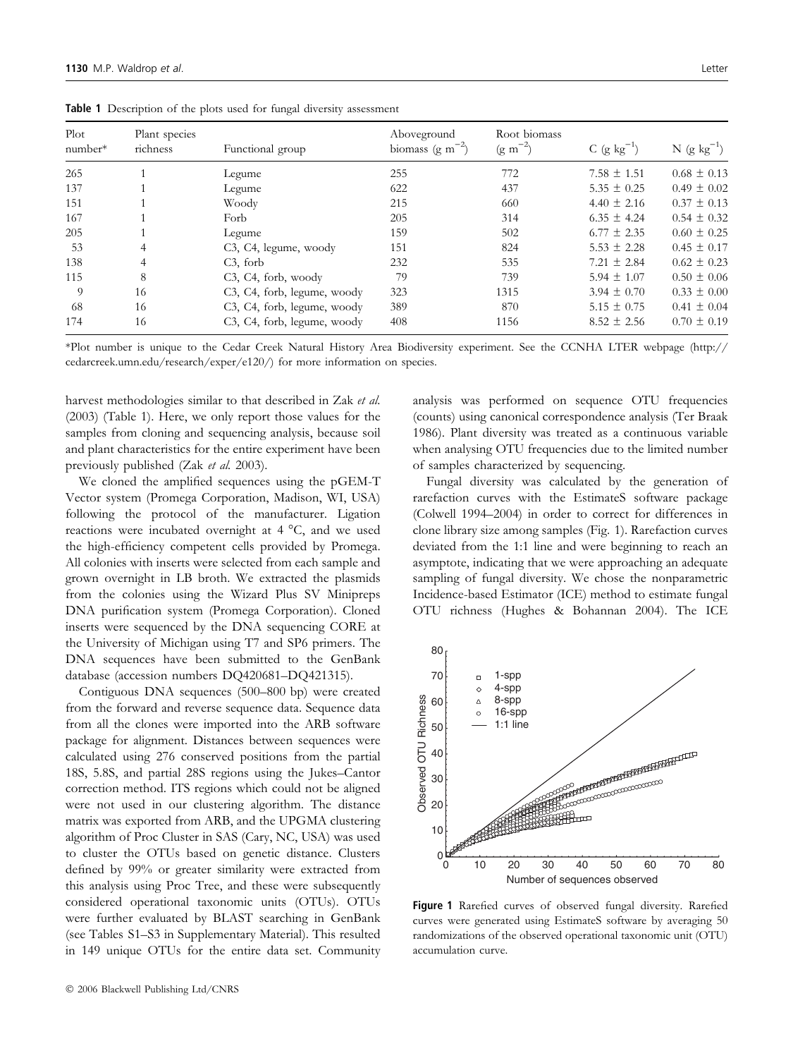**Table 1** Description of the plots used for fungal diversity assessment

| Plot number* | Plant species richness | Functional group | Aboveground biomass (g $m^{-2}$) | Root biomass (g $m^{-2}$) | C (g $kg^{-1}$) | N (g $kg^{-1}$) |
|---|---|---|---|---|---|---|
| 265 | 1 | Legume | 255 | 772 | 7.58 ± 1.51 | 0.68 ± 0.13 |
| 137 | 1 | Legume | 622 | 437 | 5.35 ± 0.25 | 0.49 ± 0.02 |
| 151 | 1 | Woody | 215 | 660 | 4.40 ± 2.16 | 0.37 ± 0.13 |
| 167 | 1 | Forb | 205 | 314 | 6.35 ± 4.24 | 0.54 ± 0.32 |
| 205 | 1 | Legume | 159 | 502 | 6.77 ± 2.35 | 0.60 ± 0.25 |
| 53 | 4 | C3, C4, legume, woody | 151 | 824 | 5.53 ± 2.28 | 0.45 ± 0.17 |
| 138 | 4 | C3, forb | 232 | 535 | 7.21 ± 2.84 | 0.62 ± 0.23 |
| 115 | 8 | C3, C4, forb, woody | 79 | 739 | 5.94 ± 1.07 | 0.50 ± 0.06 |
| 9 | 16 | C3, C4, forb, legume, woody | 323 | 1315 | 3.94 ± 0.70 | 0.33 ± 0.00 |
| 68 | 16 | C3, C4, forb, legume, woody | 389 | 870 | 5.15 ± 0.75 | 0.41 ± 0.04 |
| 174 | 16 | C3, C4, forb, legume, woody | 408 | 1156 | 8.52 ± 2.56 | 0.70 ± 0.19 |

*Plot number is unique to the Cedar Creek Natural History Area Biodiversity experiment. See the CCNHA LTER webpage (http://cedarcreek.umn.edu/research/exper/e120/) for more information on species.

harvest methodologies similar to that described in Zak *et al.* (2003) (Table 1). Here, we only report those values for the samples from cloning and sequencing analysis, because soil and plant characteristics for the entire experiment have been previously published (Zak *et al.* 2003).

We cloned the amplified sequences using the pGEM-T Vector system (Promega Corporation, Madison, WI, USA) following the protocol of the manufacturer. Ligation reactions were incubated overnight at 4 °C, and we used the high-efficiency competent cells provided by Promega. All colonies with inserts were selected from each sample and grown overnight in LB broth. We extracted the plasmids from the colonies using the Wizard Plus SV Minipreps DNA purification system (Promega Corporation). Cloned inserts were sequenced by the DNA sequencing CORE at the University of Michigan using T7 and SP6 primers. The DNA sequences have been submitted to the GenBank database (accession numbers DQ420681–DQ421315).

Contiguous DNA sequences (500–800 bp) were created from the forward and reverse sequence data. Sequence data from all the clones were imported into the ARB software package for alignment. Distances between sequences were calculated using 276 conserved positions from the partial 18S, 5.8S, and partial 28S regions using the Jukes–Cantor correction method. ITS regions which could not be aligned were not used in our clustering algorithm. The distance matrix was exported from ARB, and the UPGMA clustering algorithm of Proc Cluster in SAS (Cary, NC, USA) was used to cluster the OTUs based on genetic distance. Clusters defined by 99% or greater similarity were extracted from this analysis using Proc Tree, and these were subsequently considered operational taxonomic units (OTUs). OTUs were further evaluated by BLAST searching in GenBank (see Tables S1–S3 in Supplementary Material). This resulted in 149 unique OTUs for the entire data set. Community analysis was performed on sequence OTU frequencies (counts) using canonical correspondence analysis (Ter Braak 1986). Plant diversity was treated as a continuous variable when analysing OTU frequencies due to the limited number of samples characterized by sequencing.

Fungal diversity was calculated by the generation of rarefaction curves with the EstimateS software package (Colwell 1994–2004) in order to correct for differences in clone library size among samples (Fig. 1). Rarefaction curves deviated from the 1:1 line and were beginning to reach an asymptote, indicating that we were approaching an adequate sampling of fungal diversity. We chose the nonparametric Incidence-based Estimator (ICE) method to estimate fungal OTU richness (Hughes & Bohannan 2004). The ICE

**Figure 1** Rarefied curves of observed fungal diversity. Rarefied curves were generated using EstimateS software by averaging 50 randomizations of the observed operational taxonomic unit (OTU) accumulation curve.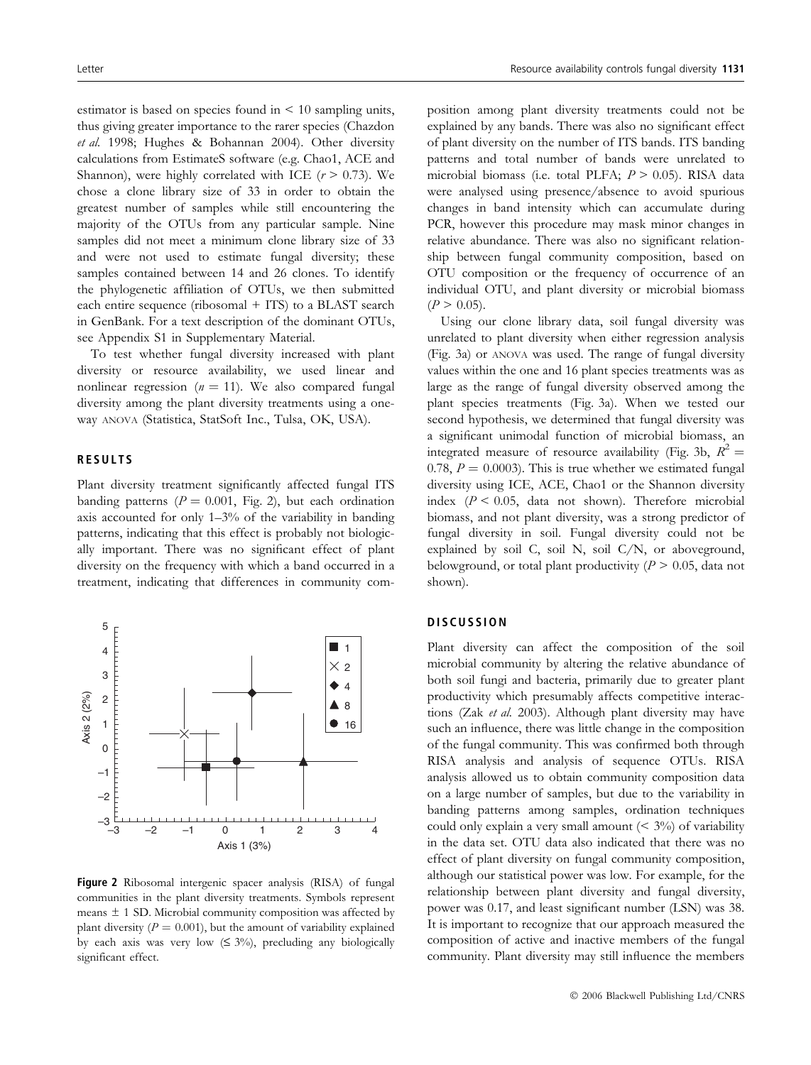estimator is based on species found in < 10 sampling units, thus giving greater importance to the rarer species (Chazdon *et al.* 1998; Hughes & Bohannan 2004). Other diversity calculations from EstimateS software (e.g. Chao1, ACE and Shannon), were highly correlated with ICE ($r > 0.73$). We chose a clone library size of 33 in order to obtain the greatest number of samples while still encountering the majority of the OTUs from any particular sample. Nine samples did not meet a minimum clone library size of 33 and were not used to estimate fungal diversity; these samples contained between 14 and 26 clones. To identify the phylogenetic affiliation of OTUs, we then submitted each entire sequence (ribosomal + ITS) to a BLAST search in GenBank. For a text description of the dominant OTUs, see Appendix S1 in Supplementary Material.

To test whether fungal diversity increased with plant diversity or resource availability, we used linear and nonlinear regression ($n = 11$). We also compared fungal diversity among the plant diversity treatments using a one-way ANOVA (Statistica, StatSoft Inc., Tulsa, OK, USA).

## RESULTS

Plant diversity treatment significantly affected fungal ITS banding patterns ($P = 0.001$, Fig. 2), but each ordination axis accounted for only 1–3% of the variability in banding patterns, indicating that this effect is probably not biologically important. There was no significant effect of plant diversity on the frequency with which a band occurred in a treatment, indicating that differences in community composition among plant diversity treatments could not be explained by any bands. There was also no significant effect of plant diversity on the number of ITS bands. ITS banding patterns and total number of bands were unrelated to microbial biomass (i.e. total PLFA; $P > 0.05$). RISA data were analysed using presence/absence to avoid spurious changes in band intensity which can accumulate during PCR, however this procedure may mask minor changes in relative abundance. There was also no significant relationship between fungal community composition, based on OTU composition or the frequency of occurrence of an individual OTU, and plant diversity or microbial biomass ($P > 0.05$).

Using our clone library data, soil fungal diversity was unrelated to plant diversity when either regression analysis (Fig. 3a) or ANOVA was used. The range of fungal diversity values within the one and 16 plant species treatments was as large as the range of fungal diversity observed among the plant species treatments (Fig. 3a). When we tested our second hypothesis, we determined that fungal diversity was a significant unimodal function of microbial biomass, an integrated measure of resource availability (Fig. 3b, $R^2 = 0.78$, $P = 0.0003$). This is true whether we estimated fungal diversity using ICE, ACE, Chao1 or the Shannon diversity index ($P < 0.05$, data not shown). Therefore microbial biomass, and not plant diversity, was a strong predictor of fungal diversity in soil. Fungal diversity could not be explained by soil C, soil N, soil C/N, or aboveground, belowground, or total plant productivity ($P > 0.05$, data not shown).

**Figure 2** Ribosomal intergenic spacer analysis (RISA) of fungal communities in the plant diversity treatments. Symbols represent means ± 1 SD. Microbial community composition was affected by plant diversity ($P = 0.001$), but the amount of variability explained by each axis was very low (≤ 3%), precluding any biologically significant effect.

## DISCUSSION

Plant diversity can affect the composition of the soil microbial community by altering the relative abundance of both soil fungi and bacteria, primarily due to greater plant productivity which presumably affects competitive interactions (Zak *et al.* 2003). Although plant diversity may have such an influence, there was little change in the composition of the fungal community. This was confirmed both through RISA analysis and analysis of sequence OTUs. RISA analysis allowed us to obtain community composition data on a large number of samples, but due to the variability in banding patterns among samples, ordination techniques could only explain a very small amount (< 3%) of variability in the data set. OTU data also indicated that there was no effect of plant diversity on fungal community composition, although our statistical power was low. For example, for the relationship between plant diversity and fungal diversity, power was 0.17, and least significant number (LSN) was 38. It is important to recognize that our approach measured the composition of active and inactive members of the fungal community. Plant diversity may still influence the members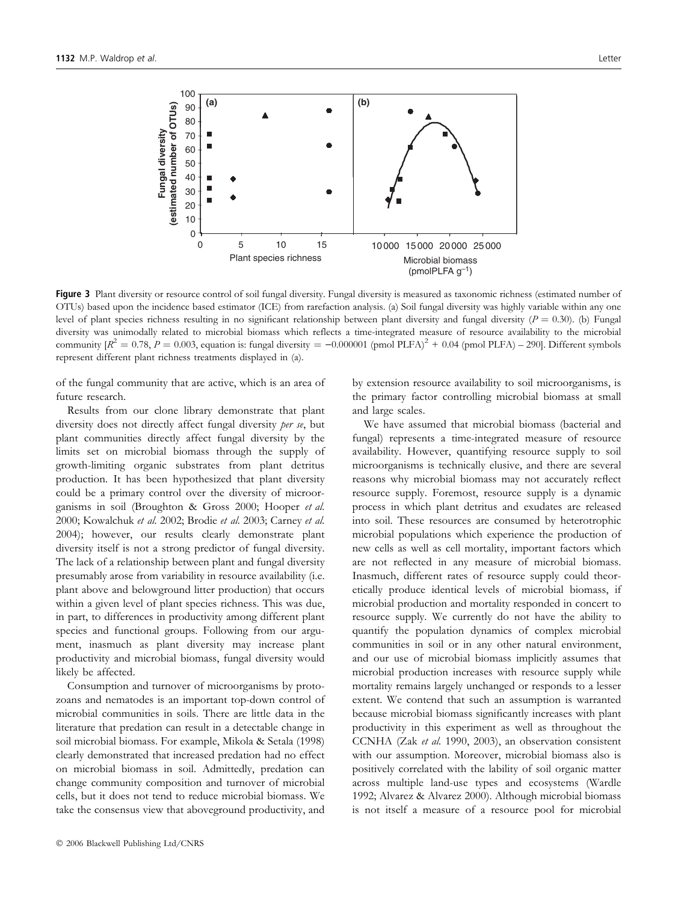(a)

(b)

Fungal diversity (estimated number of OTUs)

100
90
80
70
60
50
40
30
20
10
0

0 5 10 15

Plant species richness

10 000 15 000 20 000 25 000

Microbial biomass (pmolPLFA g$^{-1}$)

**Figure 3** Plant diversity or resource control of soil fungal diversity. Fungal diversity is measured as taxonomic richness (estimated number of OTUs) based upon the incidence based estimator (ICE) from rarefaction analysis. (a) Soil fungal diversity was highly variable within any one level of plant species richness resulting in no significant relationship between plant diversity and fungal diversity ($P = 0.30$). (b) Fungal diversity was unimodally related to microbial biomass which reflects a time-integrated measure of resource availability to the microbial community [$R^2 = 0.78$, $P = 0.003$, equation is: fungal diversity $= -0.000001$ (pmol PLFA)$^2$ + 0.04 (pmol PLFA) – 290]. Different symbols represent different plant richness treatments displayed in (a).

of the fungal community that are active, which is an area of future research.

Results from our clone library demonstrate that plant diversity does not directly affect fungal diversity *per se*, but plant communities directly affect fungal diversity by the limits set on microbial biomass through the supply of growth-limiting organic substrates from plant detritus production. It has been hypothesized that plant diversity could be a primary control over the diversity of microorganisms in soil (Broughton & Gross 2000; Hooper *et al.* 2000; Kowalchuk *et al.* 2002; Brodie *et al.* 2003; Carney *et al.* 2004); however, our results clearly demonstrate plant diversity itself is not a strong predictor of fungal diversity. The lack of a relationship between plant and fungal diversity presumably arose from variability in resource availability (i.e. plant above and belowground litter production) that occurs within a given level of plant species richness. This was due, in part, to differences in productivity among different plant species and functional groups. Following from our argument, inasmuch as plant diversity may increase plant productivity and microbial biomass, fungal diversity would likely be affected.

Consumption and turnover of microorganisms by protozoans and nematodes is an important top-down control of microbial communities in soils. There are little data in the literature that predation can result in a detectable change in soil microbial biomass. For example, Mikola & Setala (1998) clearly demonstrated that increased predation had no effect on microbial biomass in soil. Admittedly, predation can change community composition and turnover of microbial cells, but it does not tend to reduce microbial biomass. We take the consensus view that aboveground productivity, and by extension resource availability to soil microorganisms, is the primary factor controlling microbial biomass at small and large scales.

We have assumed that microbial biomass (bacterial and fungal) represents a time-integrated measure of resource availability. However, quantifying resource supply to soil microorganisms is technically elusive, and there are several reasons why microbial biomass may not accurately reflect resource supply. Foremost, resource supply is a dynamic process in which plant detritus and exudates are released into soil. These resources are consumed by heterotrophic microbial populations which experience the production of new cells as well as cell mortality, important factors which are not reflected in any measure of microbial biomass. Inasmuch, different rates of resource supply could theoretically produce identical levels of microbial biomass, if microbial production and mortality responded in concert to resource supply. We currently do not have the ability to quantify the population dynamics of complex microbial communities in soil or in any other natural environment, and our use of microbial biomass implicitly assumes that microbial production increases with resource supply while mortality remains largely unchanged or responds to a lesser extent. We contend that such an assumption is warranted because microbial biomass significantly increases with plant productivity in this experiment as well as throughout the CCNHA (Zak *et al.* 1990, 2003), an observation consistent with our assumption. Moreover, microbial biomass also is positively correlated with the lability of soil organic matter across multiple land-use types and ecosystems (Wardle 1992; Alvarez & Alvarez 2000). Although microbial biomass is not itself a measure of a resource pool for microbial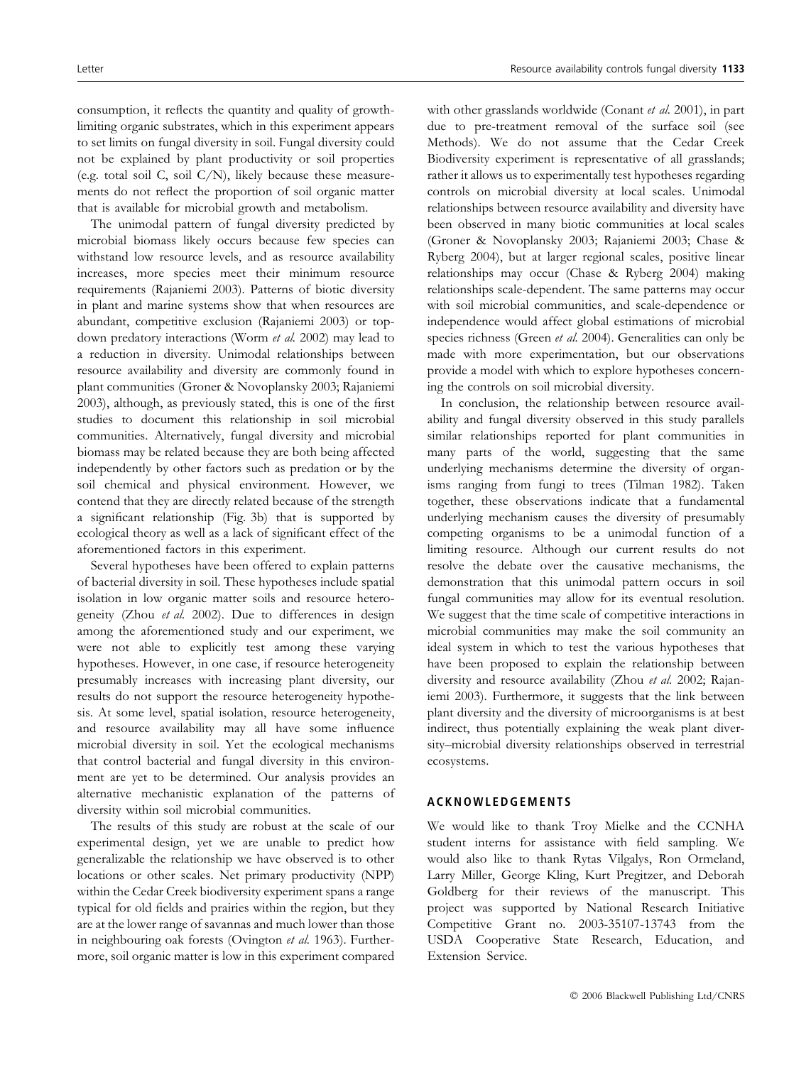consumption, it reflects the quantity and quality of growth-limiting organic substrates, which in this experiment appears to set limits on fungal diversity in soil. Fungal diversity could not be explained by plant productivity or soil properties (e.g. total soil C, soil C/N), likely because these measurements do not reflect the proportion of soil organic matter that is available for microbial growth and metabolism.

The unimodal pattern of fungal diversity predicted by microbial biomass likely occurs because few species can withstand low resource levels, and as resource availability increases, more species meet their minimum resource requirements (Rajaniemi 2003). Patterns of biotic diversity in plant and marine systems show that when resources are abundant, competitive exclusion (Rajaniemi 2003) or top-down predatory interactions (Worm *et al.* 2002) may lead to a reduction in diversity. Unimodal relationships between resource availability and diversity are commonly found in plant communities (Groner & Novoplansky 2003; Rajaniemi 2003), although, as previously stated, this is one of the first studies to document this relationship in soil microbial communities. Alternatively, fungal diversity and microbial biomass may be related because they are both being affected independently by other factors such as predation or by the soil chemical and physical environment. However, we contend that they are directly related because of the strength a significant relationship (Fig. 3b) that is supported by ecological theory as well as a lack of significant effect of the aforementioned factors in this experiment.

Several hypotheses have been offered to explain patterns of bacterial diversity in soil. These hypotheses include spatial isolation in low organic matter soils and resource heterogeneity (Zhou *et al.* 2002). Due to differences in design among the aforementioned study and our experiment, we were not able to explicitly test among these varying hypotheses. However, in one case, if resource heterogeneity presumably increases with increasing plant diversity, our results do not support the resource heterogeneity hypothesis. At some level, spatial isolation, resource heterogeneity, and resource availability may all have some influence microbial diversity in soil. Yet the ecological mechanisms that control bacterial and fungal diversity in this environment are yet to be determined. Our analysis provides an alternative mechanistic explanation of the patterns of diversity within soil microbial communities.

The results of this study are robust at the scale of our experimental design, yet we are unable to predict how generalizable the relationship we have observed is to other locations or other scales. Net primary productivity (NPP) within the Cedar Creek biodiversity experiment spans a range typical for old fields and prairies within the region, but they are at the lower range of savannas and much lower than those in neighbouring oak forests (Ovington *et al.* 1963). Furthermore, soil organic matter is low in this experiment compared with other grasslands worldwide (Conant *et al.* 2001), in part due to pre-treatment removal of the surface soil (see Methods). We do not assume that the Cedar Creek Biodiversity experiment is representative of all grasslands; rather it allows us to experimentally test hypotheses regarding controls on microbial diversity at local scales. Unimodal relationships between resource availability and diversity have been observed in many biotic communities at local scales (Groner & Novoplansky 2003; Rajaniemi 2003; Chase & Ryberg 2004), but at larger regional scales, positive linear relationships may occur (Chase & Ryberg 2004) making relationships scale-dependent. The same patterns may occur with soil microbial communities, and scale-dependence or independence would affect global estimations of microbial species richness (Green *et al.* 2004). Generalities can only be made with more experimentation, but our observations provide a model with which to explore hypotheses concerning the controls on soil microbial diversity.

In conclusion, the relationship between resource availability and fungal diversity observed in this study parallels similar relationships reported for plant communities in many parts of the world, suggesting that the same underlying mechanisms determine the diversity of organisms ranging from fungi to trees (Tilman 1982). Taken together, these observations indicate that a fundamental underlying mechanism causes the diversity of presumably competing organisms to be a unimodal function of a limiting resource. Although our current results do not resolve the debate over the causative mechanisms, the demonstration that this unimodal pattern occurs in soil fungal communities may allow for its eventual resolution. We suggest that the time scale of competitive interactions in microbial communities may make the soil community an ideal system in which to test the various hypotheses that have been proposed to explain the relationship between diversity and resource availability (Zhou *et al.* 2002; Rajaniemi 2003). Furthermore, it suggests that the link between plant diversity and the diversity of microorganisms is at best indirect, thus potentially explaining the weak plant diversity–microbial diversity relationships observed in terrestrial ecosystems.

## ACKNOWLEDGEMENTS

We would like to thank Troy Mielke and the CCNHA student interns for assistance with field sampling. We would also like to thank Rytas Vilgalys, Ron Ormeland, Larry Miller, George Kling, Kurt Pregitzer, and Deborah Goldberg for their reviews of the manuscript. This project was supported by National Research Initiative Competitive Grant no. 2003-35107-13743 from the USDA Cooperative State Research, Education, and Extension Service.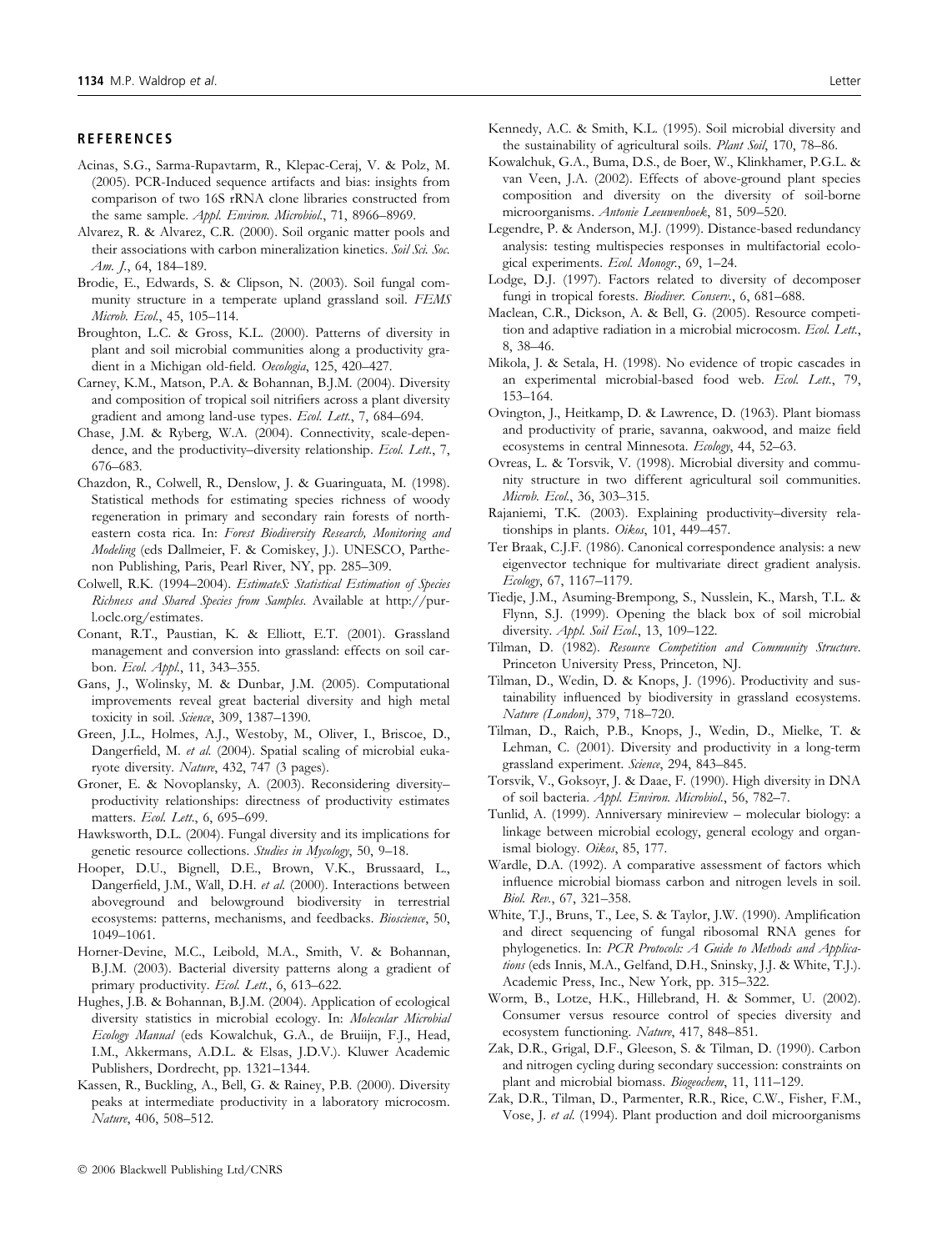## REFERENCES

Acinas, S.G., Sarma-Rupavtarm, R., Klepac-Ceraj, V. & Polz, M. (2005). PCR-Induced sequence artifacts and bias: insights from comparison of two 16S rRNA clone libraries constructed from the same sample. *Appl. Environ. Microbiol.*, 71, 8966–8969.

Alvarez, R. & Alvarez, C.R. (2000). Soil organic matter pools and their associations with carbon mineralization kinetics. *Soil Sci. Soc. Am. J.*, 64, 184–189.

Brodie, E., Edwards, S. & Clipson, N. (2003). Soil fungal community structure in a temperate upland grassland soil. *FEMS Microb. Ecol.*, 45, 105–114.

Broughton, L.C. & Gross, K.L. (2000). Patterns of diversity in plant and soil microbial communities along a productivity gradient in a Michigan old-field. *Oecologia*, 125, 420–427.

Carney, K.M., Matson, P.A. & Bohannan, B.J.M. (2004). Diversity and composition of tropical soil nitrifiers across a plant diversity gradient and among land-use types. *Ecol. Lett.*, 7, 684–694.

Chase, J.M. & Ryberg, W.A. (2004). Connectivity, scale-dependence, and the productivity–diversity relationship. *Ecol. Lett.*, 7, 676–683.

Chazdon, R., Colwell, R., Denslow, J. & Guariguata, M. (1998). Statistical methods for estimating species richness of woody regeneration in primary and secondary rain forests of northeastern costa rica. In: *Forest Biodiversity Research, Monitoring and Modeling* (eds Dallmeier, F. & Comiskey, J.). UNESCO, Parthenon Publishing, Paris, Pearl River, NY, pp. 285–309.

Colwell, R.K. (1994–2004). *EstimateS: Statistical Estimation of Species Richness and Shared Species from Samples*. Available at http://purl.oclc.org/estimates.

Conant, R.T., Paustian, K. & Elliott, E.T. (2001). Grassland management and conversion into grassland: effects on soil carbon. *Ecol. Appl.*, 11, 343–355.

Gans, J., Wolinsky, M. & Dunbar, J.M. (2005). Computational improvements reveal great bacterial diversity and high metal toxicity in soil. *Science*, 309, 1387–1390.

Green, J.L., Holmes, A.J., Westoby, M., Oliver, I., Briscoe, D., Dangerfield, M. *et al.* (2004). Spatial scaling of microbial eukaryote diversity. *Nature*, 432, 747 (3 pages).

Groner, E. & Novoplansky, A. (2003). Reconsidering diversity–productivity relationships: directness of productivity estimates matters. *Ecol. Lett.*, 6, 695–699.

Hawksworth, D.L. (2004). Fungal diversity and its implications for genetic resource collections. *Studies in Mycology*, 50, 9–18.

Hooper, D.U., Bignell, D.E., Brown, V.K., Brussaard, L., Dangerfield, J.M., Wall, D.H. *et al.* (2000). Interactions between aboveground and belowground biodiversity in terrestrial ecosystems: patterns, mechanisms, and feedbacks. *Bioscience*, 50, 1049–1061.

Horner-Devine, M.C., Leibold, M.A., Smith, V. & Bohannan, B.J.M. (2003). Bacterial diversity patterns along a gradient of primary productivity. *Ecol. Lett.*, 6, 613–622.

Hughes, J.B. & Bohannan, B.J.M. (2004). Application of ecological diversity statistics in microbial ecology. In: *Molecular Microbial Ecology Manual* (eds Kowalchuk, G.A., de Bruijn, F.J., Head, I.M., Akkermans, A.D.L. & Elsas, J.D.V.). Kluwer Academic Publishers, Dordrecht, pp. 1321–1344.

Kassen, R., Buckling, A., Bell, G. & Rainey, P.B. (2000). Diversity peaks at intermediate productivity in a laboratory microcosm. *Nature*, 406, 508–512.

Kennedy, A.C. & Smith, K.L. (1995). Soil microbial diversity and the sustainability of agricultural soils. *Plant Soil*, 170, 78–86.

Kowalchuk, G.A., Buma, D.S., de Boer, W., Klinkhamer, P.G.L. & van Veen, J.A. (2002). Effects of above-ground plant species composition and diversity on the diversity of soil-borne microorganisms. *Antonie Leeuwenhoek*, 81, 509–520.

Legendre, P. & Anderson, M.J. (1999). Distance-based redundancy analysis: testing multispecies responses in multifactorial ecological experiments. *Ecol. Monogr.*, 69, 1–24.

Lodge, D.J. (1997). Factors related to diversity of decomposer fungi in tropical forests. *Biodiver. Conserv.*, 6, 681–688.

Maclean, C.R., Dickson, A. & Bell, G. (2005). Resource competition and adaptive radiation in a microbial microcosm. *Ecol. Lett.*, 8, 38–46.

Mikola, J. & Setala, H. (1998). No evidence of tropic cascades in an experimental microbial-based food web. *Ecol. Lett.*, 79, 153–164.

Ovington, J., Heitkamp, D. & Lawrence, D. (1963). Plant biomass and productivity of prarie, savanna, oakwood, and maize field ecosystems in central Minnesota. *Ecology*, 44, 52–63.

Ovreas, L. & Torsvik, V. (1998). Microbial diversity and community structure in two different agricultural soil communities. *Microb. Ecol.*, 36, 303–315.

Rajaniemi, T.K. (2003). Explaining productivity–diversity relationships in plants. *Oikos*, 101, 449–457.

Ter Braak, C.J.F. (1986). Canonical correspondence analysis: a new eigenvector technique for multivariate direct gradient analysis. *Ecology*, 67, 1167–1179.

Tiedje, J.M., Asuming-Brempong, S., Nusslein, K., Marsh, T.L. & Flynn, S.J. (1999). Opening the black box of soil microbial diversity. *Appl. Soil Ecol.*, 13, 109–122.

Tilman, D. (1982). *Resource Competition and Community Structure*. Princeton University Press, Princeton, NJ.

Tilman, D., Wedin, D. & Knops, J. (1996). Productivity and sustainability influenced by biodiversity in grassland ecosystems. *Nature (London)*, 379, 718–720.

Tilman, D., Raich, P.B., Knops, J., Wedin, D., Mielke, T. & Lehman, C. (2001). Diversity and productivity in a long-term grassland experiment. *Science*, 294, 843–845.

Torsvik, V., Goksoyr, J. & Daae, F. (1990). High diversity in DNA of soil bacteria. *Appl. Environ. Microbiol.*, 56, 782–7.

Tunlid, A. (1999). Anniversary minireview – molecular biology: a linkage between microbial ecology, general ecology and organismal biology. *Oikos*, 85, 177.

Wardle, D.A. (1992). A comparative assessment of factors which influence microbial biomass carbon and nitrogen levels in soil. *Biol. Rev.*, 67, 321–358.

White, T.J., Bruns, T., Lee, S. & Taylor, J.W. (1990). Amplification and direct sequencing of fungal ribosomal RNA genes for phylogenetics. In: *PCR Protocols: A Guide to Methods and Applications* (eds Innis, M.A., Gelfand, D.H., Sninsky, J.J. & White, T.J.). Academic Press, Inc., New York, pp. 315–322.

Worm, B., Lotze, H.K., Hillebrand, H. & Sommer, U. (2002). Consumer versus resource control of species diversity and ecosystem functioning. *Nature*, 417, 848–851.

Zak, D.R., Grigal, D.F., Gleeson, S. & Tilman, D. (1990). Carbon and nitrogen cycling during secondary succession: constraints on plant and microbial biomass. *Biogeochem*, 11, 111–129.

Zak, D.R., Tilman, D., Parmenter, R.R., Rice, C.W., Fisher, F.M., Vose, J. *et al.* (1994). Plant production and doil microorganisms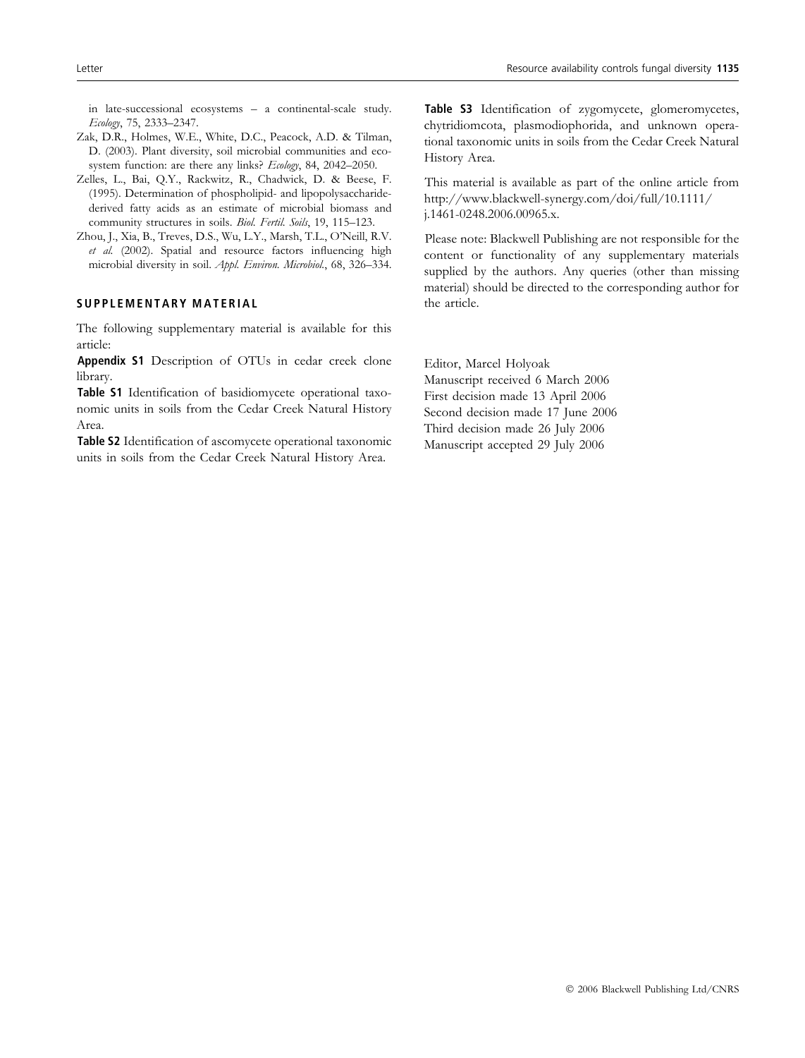in late-successional ecosystems – a continental-scale study. *Ecology*, 75, 2333–2347.

Zak, D.R., Holmes, W.E., White, D.C., Peacock, A.D. & Tilman, D. (2003). Plant diversity, soil microbial communities and ecosystem function: are there any links? *Ecology*, 84, 2042–2050.

Zelles, L., Bai, Q.Y., Rackwitz, R., Chadwick, D. & Beese, F. (1995). Determination of phospholipid- and lipopolysaccharide-derived fatty acids as an estimate of microbial biomass and community structures in soils. *Biol. Fertil. Soils*, 19, 115–123.

Zhou, J., Xia, B., Treves, D.S., Wu, L.Y., Marsh, T.L., O'Neill, R.V. *et al.* (2002). Spatial and resource factors influencing high microbial diversity in soil. *Appl. Environ. Microbiol.*, 68, 326–334.

## SUPPLEMENTARY MATERIAL

The following supplementary material is available for this article:

**Appendix S1** Description of OTUs in cedar creek clone library.

**Table S1** Identification of basidiomycete operational taxonomic units in soils from the Cedar Creek Natural History Area.

**Table S2** Identification of ascomycete operational taxonomic units in soils from the Cedar Creek Natural History Area.

**Table S3** Identification of zygomycete, glomeromycetes, chytridiomcota, plasmodiophorida, and unknown operational taxonomic units in soils from the Cedar Creek Natural History Area.

This material is available as part of the online article from http://www.blackwell-synergy.com/doi/full/10.1111/j.1461-0248.2006.00965.x.

Please note: Blackwell Publishing are not responsible for the content or functionality of any supplementary materials supplied by the authors. Any queries (other than missing material) should be directed to the corresponding author for the article.

Editor, Marcel Holyoak
Manuscript received 6 March 2006
First decision made 13 April 2006
Second decision made 17 June 2006
Third decision made 26 July 2006
Manuscript accepted 29 July 2006